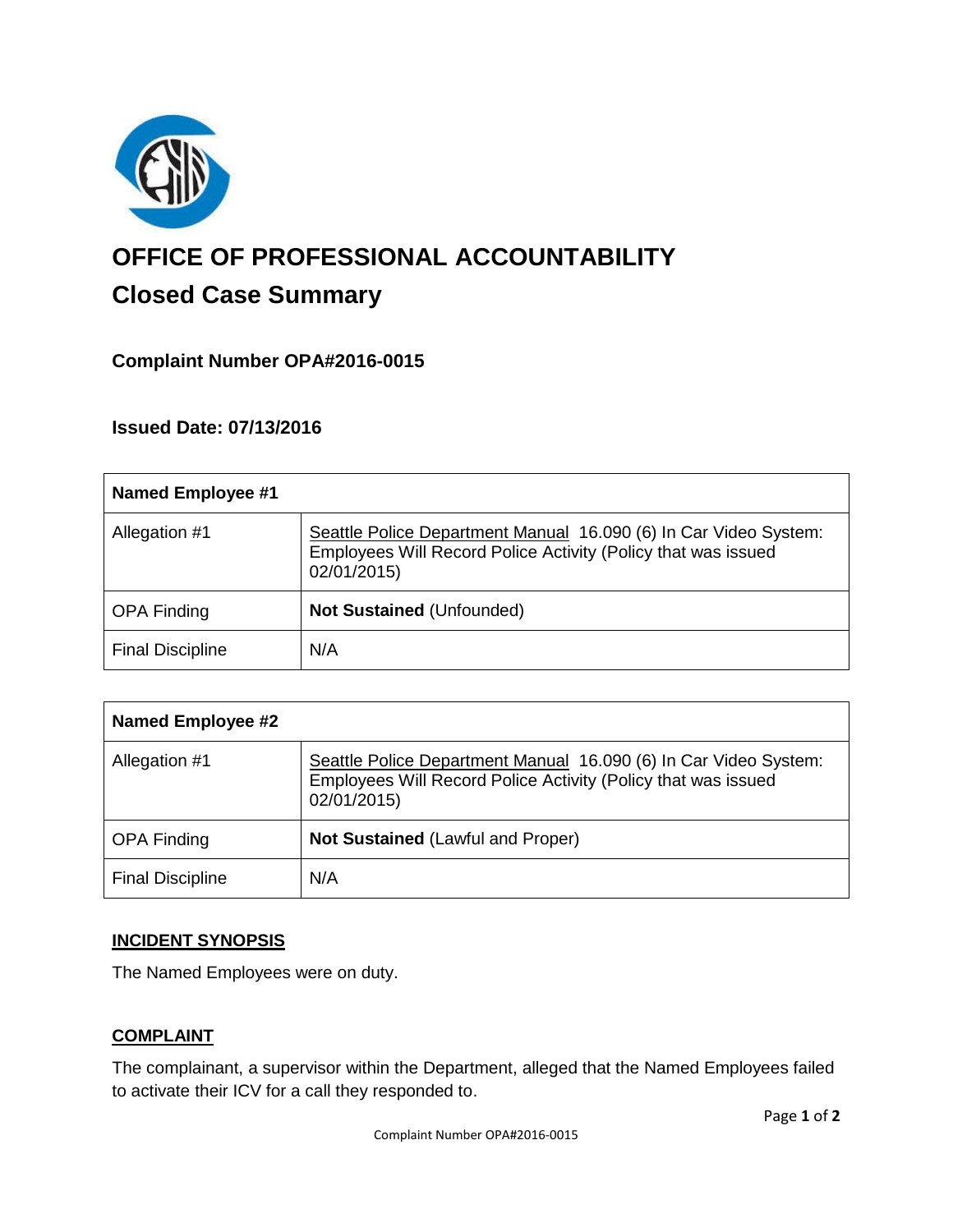# OFFICE OF PROFESSIONAL ACCOUNTABILITY

## Closed Case Summary

### Complaint Number OPA#2016-0015

### Issued Date: 07/13/2016

| Named Employee #1 | |
|---|---|
| Allegation #1 | Seattle Police Department Manual 16.090 (6) In Car Video System: Employees Will Record Police Activity (Policy that was issued 02/01/2015) |
| OPA Finding | **Not Sustained** (Unfounded) |
| Final Discipline | N/A |

| Named Employee #2 | |
|---|---|
| Allegation #1 | Seattle Police Department Manual 16.090 (6) In Car Video System: Employees Will Record Police Activity (Policy that was issued 02/01/2015) |
| OPA Finding | **Not Sustained** (Lawful and Proper) |
| Final Discipline | N/A |

### INCIDENT SYNOPSIS

The Named Employees were on duty.

### COMPLAINT

The complainant, a supervisor within the Department, alleged that the Named Employees failed to activate their ICV for a call they responded to.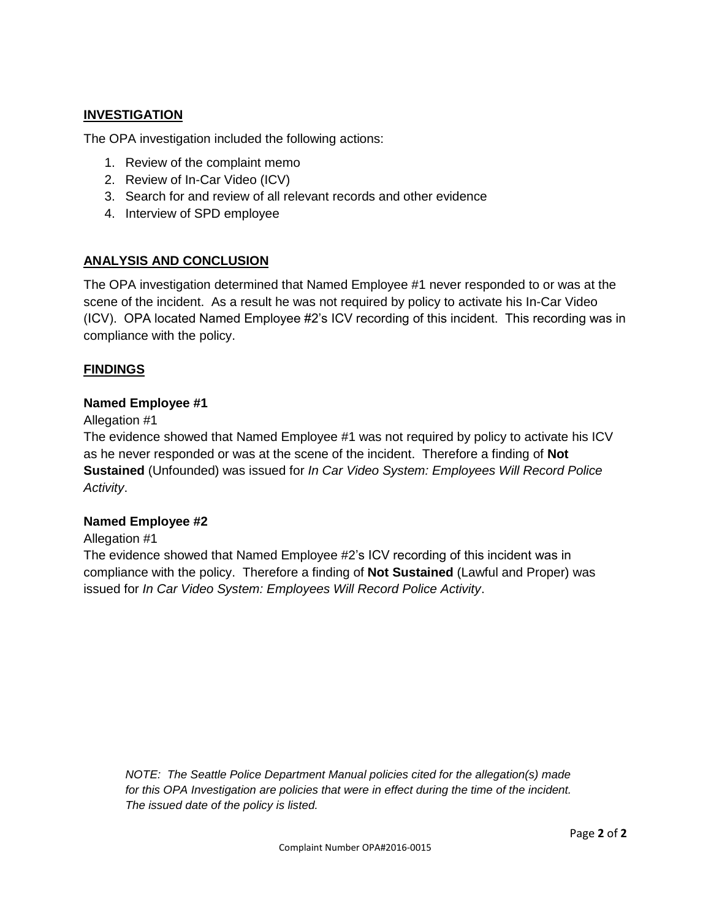## INVESTIGATION

The OPA investigation included the following actions:

1. Review of the complaint memo
2. Review of In-Car Video (ICV)
3. Search for and review of all relevant records and other evidence
4. Interview of SPD employee

## ANALYSIS AND CONCLUSION

The OPA investigation determined that Named Employee #1 never responded to or was at the scene of the incident. As a result he was not required by policy to activate his In-Car Video (ICV). OPA located Named Employee #2's ICV recording of this incident. This recording was in compliance with the policy.

## FINDINGS

### Named Employee #1

Allegation #1

The evidence showed that Named Employee #1 was not required by policy to activate his ICV as he never responded or was at the scene of the incident. Therefore a finding of **Not Sustained** (Unfounded) was issued for *In Car Video System: Employees Will Record Police Activity*.

### Named Employee #2

Allegation #1

The evidence showed that Named Employee #2's ICV recording of this incident was in compliance with the policy. Therefore a finding of **Not Sustained** (Lawful and Proper) was issued for *In Car Video System: Employees Will Record Police Activity*.

*NOTE: The Seattle Police Department Manual policies cited for the allegation(s) made for this OPA Investigation are policies that were in effect during the time of the incident. The issued date of the policy is listed.*

Complaint Number OPA#2016-0015